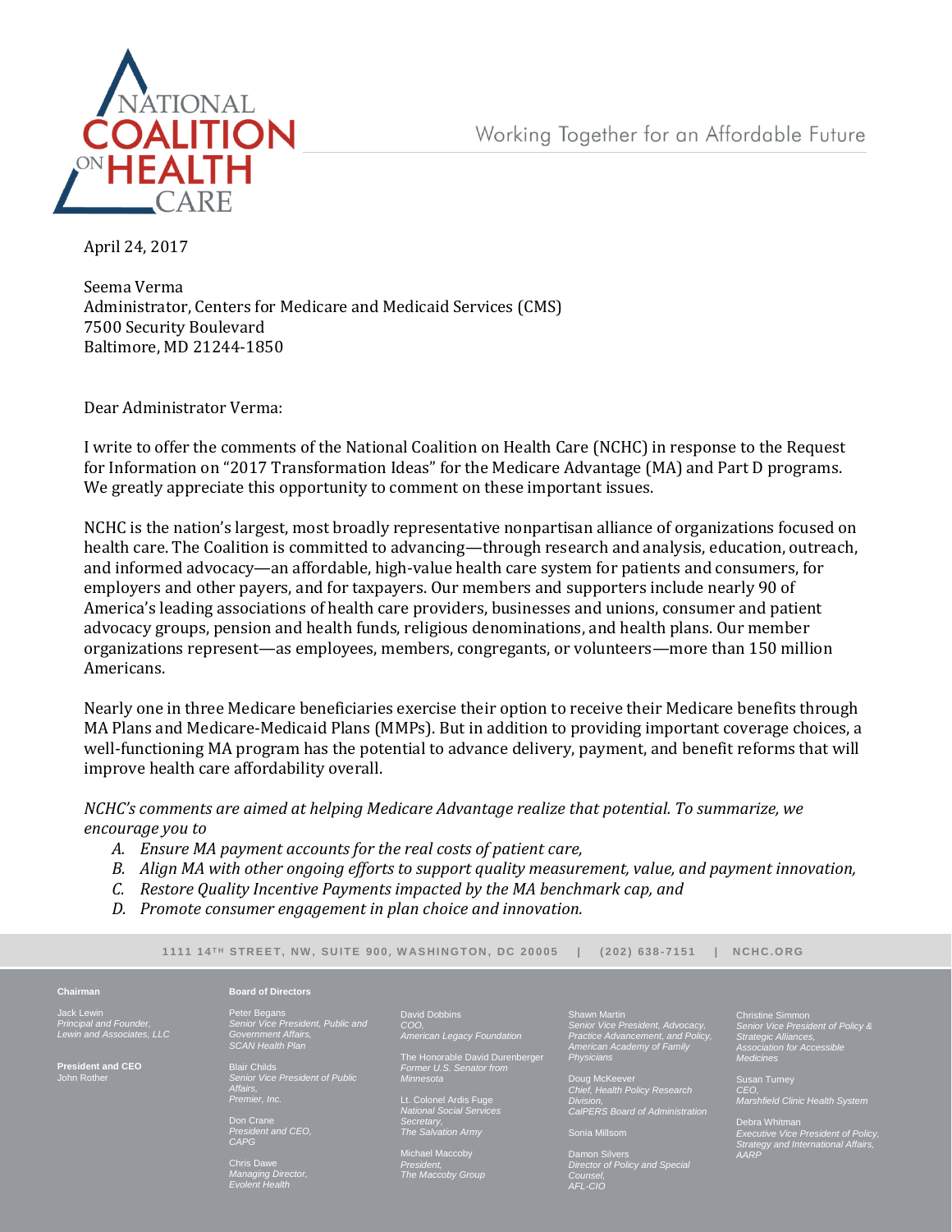# NATIONAL COALITION ON HEALTH CARE

Working Together for an Affordable Future

April 24, 2017

Seema Verma
Administrator, Centers for Medicare and Medicaid Services (CMS)
7500 Security Boulevard
Baltimore, MD 21244-1850

Dear Administrator Verma:

I write to offer the comments of the National Coalition on Health Care (NCHC) in response to the Request for Information on "2017 Transformation Ideas" for the Medicare Advantage (MA) and Part D programs. We greatly appreciate this opportunity to comment on these important issues.

NCHC is the nation's largest, most broadly representative nonpartisan alliance of organizations focused on health care. The Coalition is committed to advancing—through research and analysis, education, outreach, and informed advocacy—an affordable, high-value health care system for patients and consumers, for employers and other payers, and for taxpayers. Our members and supporters include nearly 90 of America's leading associations of health care providers, businesses and unions, consumer and patient advocacy groups, pension and health funds, religious denominations, and health plans. Our member organizations represent—as employees, members, congregants, or volunteers—more than 150 million Americans.

Nearly one in three Medicare beneficiaries exercise their option to receive their Medicare benefits through MA Plans and Medicare-Medicaid Plans (MMPs). But in addition to providing important coverage choices, a well-functioning MA program has the potential to advance delivery, payment, and benefit reforms that will improve health care affordability overall.

*NCHC's comments are aimed at helping Medicare Advantage realize that potential. To summarize, we encourage you to*

- *A. Ensure MA payment accounts for the real costs of patient care,*
- *B. Align MA with other ongoing efforts to support quality measurement, value, and payment innovation,*
- *C. Restore Quality Incentive Payments impacted by the MA benchmark cap, and*
- *D. Promote consumer engagement in plan choice and innovation.*

1111 14TH STREET, NW, SUITE 900, WASHINGTON, DC 20005 | (202) 638-7151 | NCHC.ORG

**Chairman**

Jack Lewin
*Principal and Founder, Lewin and Associates, LLC*

**President and CEO**
John Rother

**Board of Directors**

Peter Begans
*Senior Vice President, Public and Government Affairs, SCAN Health Plan*

Blair Childs
*Senior Vice President of Public Affairs, Premier, Inc.*

Don Crane
*President and CEO, CAPG*

Chris Dawe
*Managing Director, Evolent Health*

David Dobbins
*COO, American Legacy Foundation*

The Honorable David Durenberger
*Former U.S. Senator from Minnesota*

Lt. Colonel Ardis Fuge
*National Social Services Secretary, The Salvation Army*

Michael Maccoby
*President, The Maccoby Group*

Shawn Martin
*Senior Vice President, Advocacy, Practice Advancement, and Policy, American Academy of Family Physicians*

Doug McKeever
*Chief, Health Policy Research Division, CalPERS Board of Administration*

Sonia Millsom

Damon Silvers
*Director of Policy and Special Counsel, AFL-CIO*

Christine Simmon
*Senior Vice President of Policy & Strategic Alliances, Association for Accessible Medicines*

Susan Turney
*CEO, Marshfield Clinic Health System*

Debra Whitman
*Executive Vice President of Policy, Strategy and International Affairs, AARP*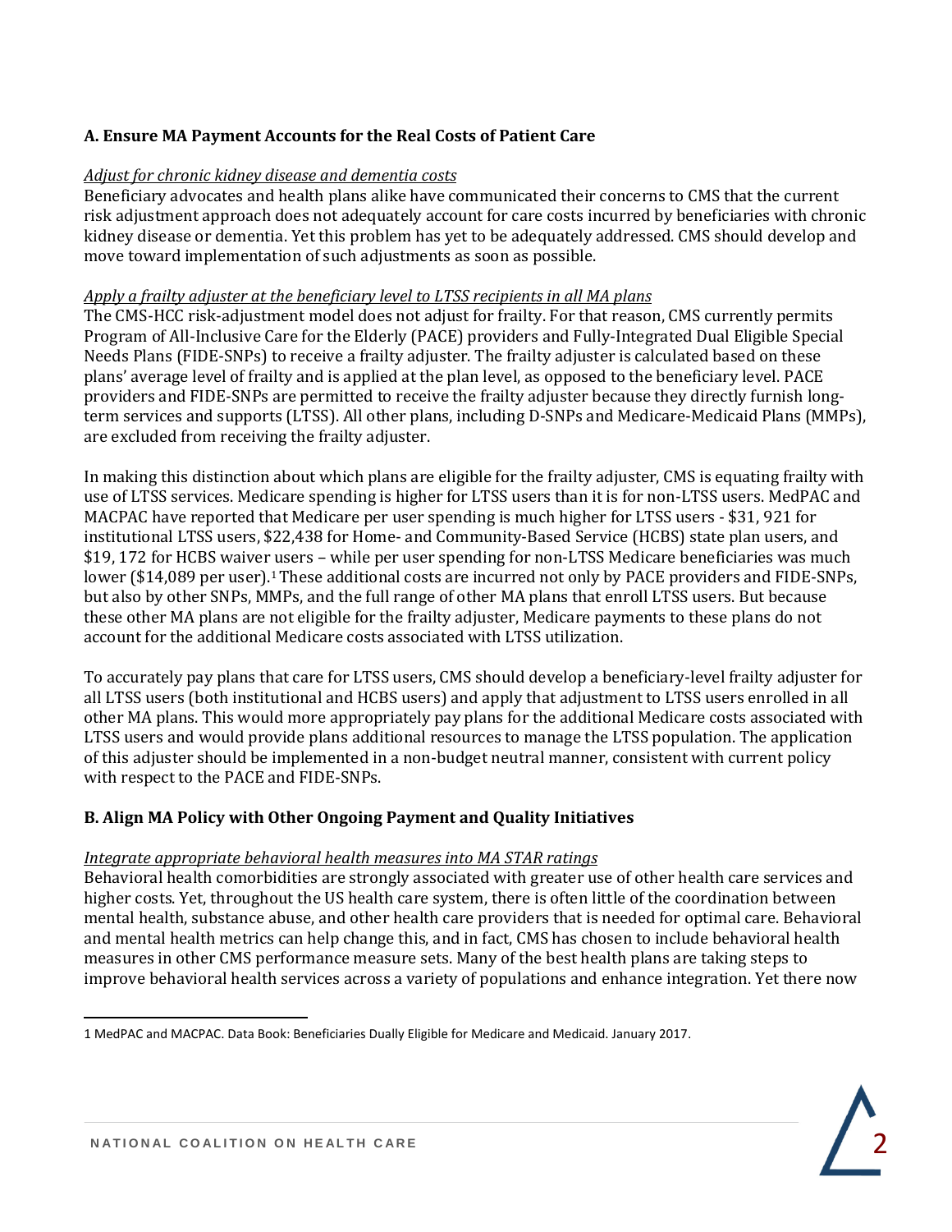### A. Ensure MA Payment Accounts for the Real Costs of Patient Care

*Adjust for chronic kidney disease and dementia costs*

Beneficiary advocates and health plans alike have communicated their concerns to CMS that the current risk adjustment approach does not adequately account for care costs incurred by beneficiaries with chronic kidney disease or dementia. Yet this problem has yet to be adequately addressed. CMS should develop and move toward implementation of such adjustments as soon as possible.

*Apply a frailty adjuster at the beneficiary level to LTSS recipients in all MA plans*

The CMS-HCC risk-adjustment model does not adjust for frailty. For that reason, CMS currently permits Program of All-Inclusive Care for the Elderly (PACE) providers and Fully-Integrated Dual Eligible Special Needs Plans (FIDE-SNPs) to receive a frailty adjuster. The frailty adjuster is calculated based on these plans' average level of frailty and is applied at the plan level, as opposed to the beneficiary level. PACE providers and FIDE-SNPs are permitted to receive the frailty adjuster because they directly furnish long-term services and supports (LTSS). All other plans, including D-SNPs and Medicare-Medicaid Plans (MMPs), are excluded from receiving the frailty adjuster.

In making this distinction about which plans are eligible for the frailty adjuster, CMS is equating frailty with use of LTSS services. Medicare spending is higher for LTSS users than it is for non-LTSS users. MedPAC and MACPAC have reported that Medicare per user spending is much higher for LTSS users - $31, 921 for institutional LTSS users, $22,438 for Home- and Community-Based Service (HCBS) state plan users, and $19, 172 for HCBS waiver users – while per user spending for non-LTSS Medicare beneficiaries was much lower ($14,089 per user).[1] These additional costs are incurred not only by PACE providers and FIDE-SNPs, but also by other SNPs, MMPs, and the full range of other MA plans that enroll LTSS users. But because these other MA plans are not eligible for the frailty adjuster, Medicare payments to these plans do not account for the additional Medicare costs associated with LTSS utilization.

To accurately pay plans that care for LTSS users, CMS should develop a beneficiary-level frailty adjuster for all LTSS users (both institutional and HCBS users) and apply that adjustment to LTSS users enrolled in all other MA plans. This would more appropriately pay plans for the additional Medicare costs associated with LTSS users and would provide plans additional resources to manage the LTSS population. The application of this adjuster should be implemented in a non-budget neutral manner, consistent with current policy with respect to the PACE and FIDE-SNPs.

### B. Align MA Policy with Other Ongoing Payment and Quality Initiatives

*Integrate appropriate behavioral health measures into MA STAR ratings*

Behavioral health comorbidities are strongly associated with greater use of other health care services and higher costs. Yet, throughout the US health care system, there is often little of the coordination between mental health, substance abuse, and other health care providers that is needed for optimal care. Behavioral and mental health metrics can help change this, and in fact, CMS has chosen to include behavioral health measures in other CMS performance measure sets. Many of the best health plans are taking steps to improve behavioral health services across a variety of populations and enhance integration. Yet there now

---

1 MedPAC and MACPAC. Data Book: Beneficiaries Dually Eligible for Medicare and Medicaid. January 2017.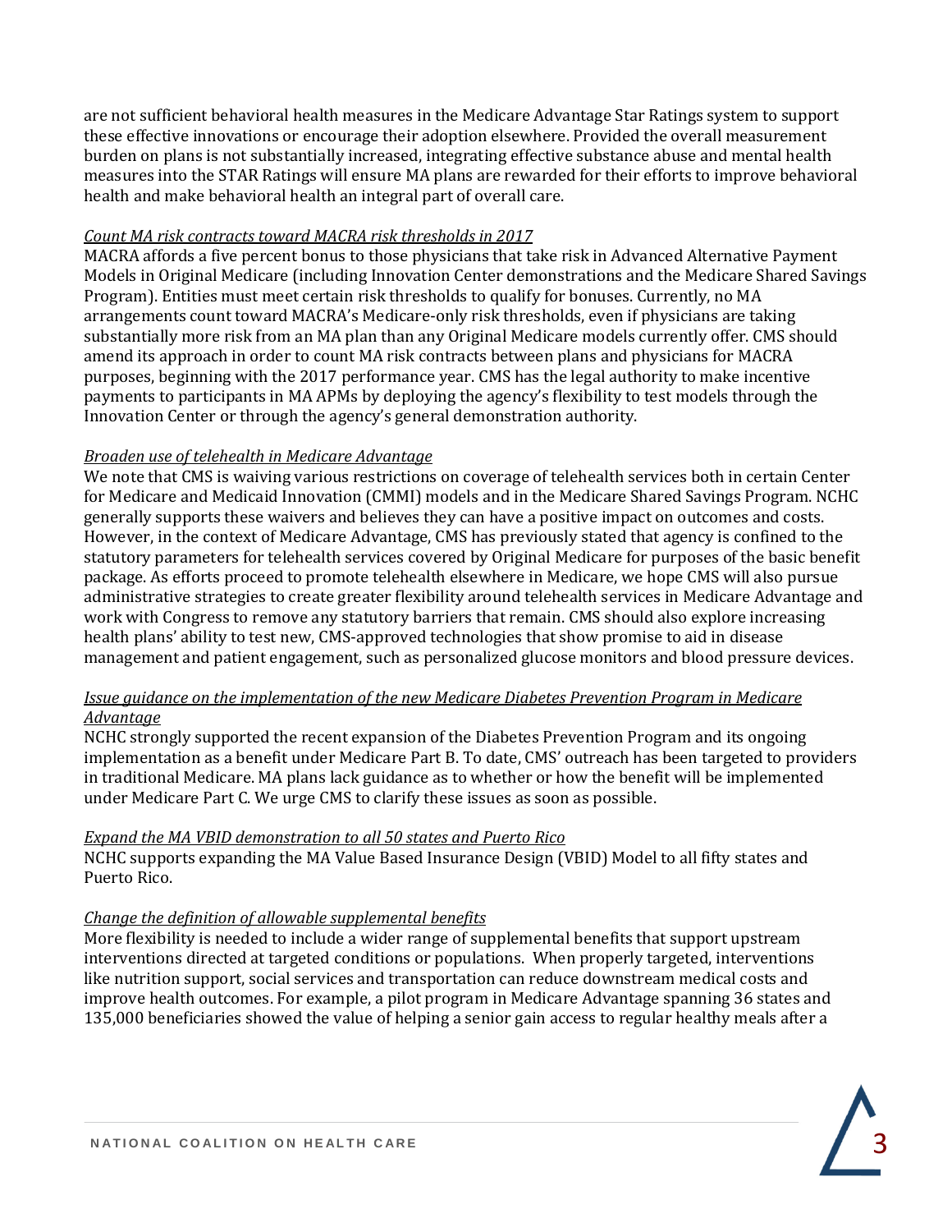are not sufficient behavioral health measures in the Medicare Advantage Star Ratings system to support these effective innovations or encourage their adoption elsewhere. Provided the overall measurement burden on plans is not substantially increased, integrating effective substance abuse and mental health measures into the STAR Ratings will ensure MA plans are rewarded for their efforts to improve behavioral health and make behavioral health an integral part of overall care.

*Count MA risk contracts toward MACRA risk thresholds in 2017*

MACRA affords a five percent bonus to those physicians that take risk in Advanced Alternative Payment Models in Original Medicare (including Innovation Center demonstrations and the Medicare Shared Savings Program). Entities must meet certain risk thresholds to qualify for bonuses. Currently, no MA arrangements count toward MACRA's Medicare-only risk thresholds, even if physicians are taking substantially more risk from an MA plan than any Original Medicare models currently offer. CMS should amend its approach in order to count MA risk contracts between plans and physicians for MACRA purposes, beginning with the 2017 performance year. CMS has the legal authority to make incentive payments to participants in MA APMs by deploying the agency's flexibility to test models through the Innovation Center or through the agency's general demonstration authority.

*Broaden use of telehealth in Medicare Advantage*

We note that CMS is waiving various restrictions on coverage of telehealth services both in certain Center for Medicare and Medicaid Innovation (CMMI) models and in the Medicare Shared Savings Program. NCHC generally supports these waivers and believes they can have a positive impact on outcomes and costs. However, in the context of Medicare Advantage, CMS has previously stated that agency is confined to the statutory parameters for telehealth services covered by Original Medicare for purposes of the basic benefit package. As efforts proceed to promote telehealth elsewhere in Medicare, we hope CMS will also pursue administrative strategies to create greater flexibility around telehealth services in Medicare Advantage and work with Congress to remove any statutory barriers that remain. CMS should also explore increasing health plans' ability to test new, CMS-approved technologies that show promise to aid in disease management and patient engagement, such as personalized glucose monitors and blood pressure devices.

*Issue guidance on the implementation of the new Medicare Diabetes Prevention Program in Medicare Advantage*

NCHC strongly supported the recent expansion of the Diabetes Prevention Program and its ongoing implementation as a benefit under Medicare Part B. To date, CMS' outreach has been targeted to providers in traditional Medicare. MA plans lack guidance as to whether or how the benefit will be implemented under Medicare Part C. We urge CMS to clarify these issues as soon as possible.

*Expand the MA VBID demonstration to all 50 states and Puerto Rico*

NCHC supports expanding the MA Value Based Insurance Design (VBID) Model to all fifty states and Puerto Rico.

*Change the definition of allowable supplemental benefits*

More flexibility is needed to include a wider range of supplemental benefits that support upstream interventions directed at targeted conditions or populations. When properly targeted, interventions like nutrition support, social services and transportation can reduce downstream medical costs and improve health outcomes. For example, a pilot program in Medicare Advantage spanning 36 states and 135,000 beneficiaries showed the value of helping a senior gain access to regular healthy meals after a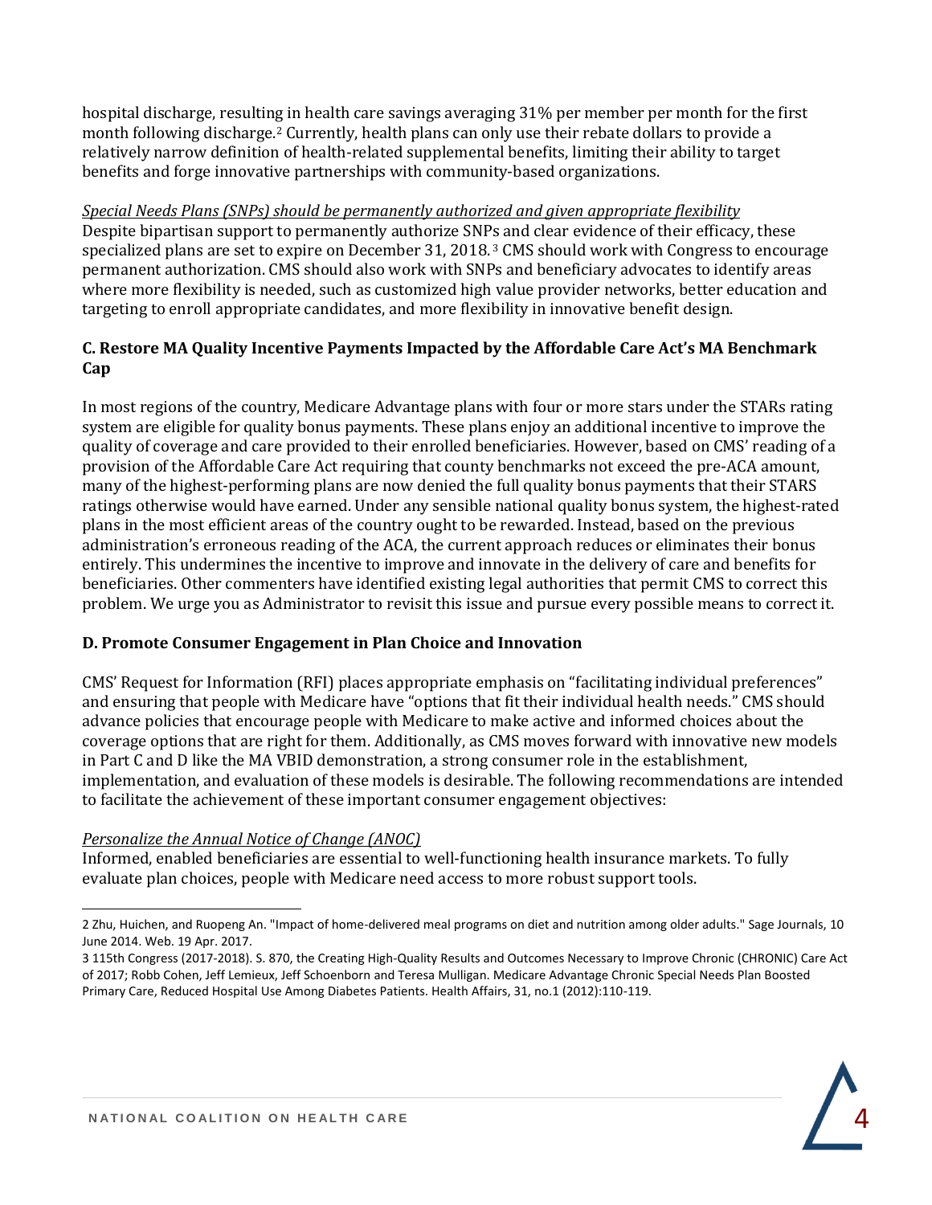hospital discharge, resulting in health care savings averaging 31% per member per month for the first month following discharge.[2] Currently, health plans can only use their rebate dollars to provide a relatively narrow definition of health-related supplemental benefits, limiting their ability to target benefits and forge innovative partnerships with community-based organizations.

*Special Needs Plans (SNPs) should be permanently authorized and given appropriate flexibility*
Despite bipartisan support to permanently authorize SNPs and clear evidence of their efficacy, these specialized plans are set to expire on December 31, 2018.[3] CMS should work with Congress to encourage permanent authorization. CMS should also work with SNPs and beneficiary advocates to identify areas where more flexibility is needed, such as customized high value provider networks, better education and targeting to enroll appropriate candidates, and more flexibility in innovative benefit design.

### C. Restore MA Quality Incentive Payments Impacted by the Affordable Care Act's MA Benchmark Cap

In most regions of the country, Medicare Advantage plans with four or more stars under the STARs rating system are eligible for quality bonus payments. These plans enjoy an additional incentive to improve the quality of coverage and care provided to their enrolled beneficiaries. However, based on CMS' reading of a provision of the Affordable Care Act requiring that county benchmarks not exceed the pre-ACA amount, many of the highest-performing plans are now denied the full quality bonus payments that their STARS ratings otherwise would have earned. Under any sensible national quality bonus system, the highest-rated plans in the most efficient areas of the country ought to be rewarded. Instead, based on the previous administration's erroneous reading of the ACA, the current approach reduces or eliminates their bonus entirely. This undermines the incentive to improve and innovate in the delivery of care and benefits for beneficiaries. Other commenters have identified existing legal authorities that permit CMS to correct this problem. We urge you as Administrator to revisit this issue and pursue every possible means to correct it.

### D. Promote Consumer Engagement in Plan Choice and Innovation

CMS' Request for Information (RFI) places appropriate emphasis on "facilitating individual preferences" and ensuring that people with Medicare have "options that fit their individual health needs." CMS should advance policies that encourage people with Medicare to make active and informed choices about the coverage options that are right for them. Additionally, as CMS moves forward with innovative new models in Part C and D like the MA VBID demonstration, a strong consumer role in the establishment, implementation, and evaluation of these models is desirable. The following recommendations are intended to facilitate the achievement of these important consumer engagement objectives:

*Personalize the Annual Notice of Change (ANOC)*
Informed, enabled beneficiaries are essential to well-functioning health insurance markets. To fully evaluate plan choices, people with Medicare need access to more robust support tools.

---

2 Zhu, Huichen, and Ruopeng An. "Impact of home-delivered meal programs on diet and nutrition among older adults." Sage Journals, 10 June 2014. Web. 19 Apr. 2017.

3 115th Congress (2017-2018). S. 870, the Creating High-Quality Results and Outcomes Necessary to Improve Chronic (CHRONIC) Care Act of 2017; Robb Cohen, Jeff Lemieux, Jeff Schoenborn and Teresa Mulligan. Medicare Advantage Chronic Special Needs Plan Boosted Primary Care, Reduced Hospital Use Among Diabetes Patients. Health Affairs, 31, no.1 (2012):110-119.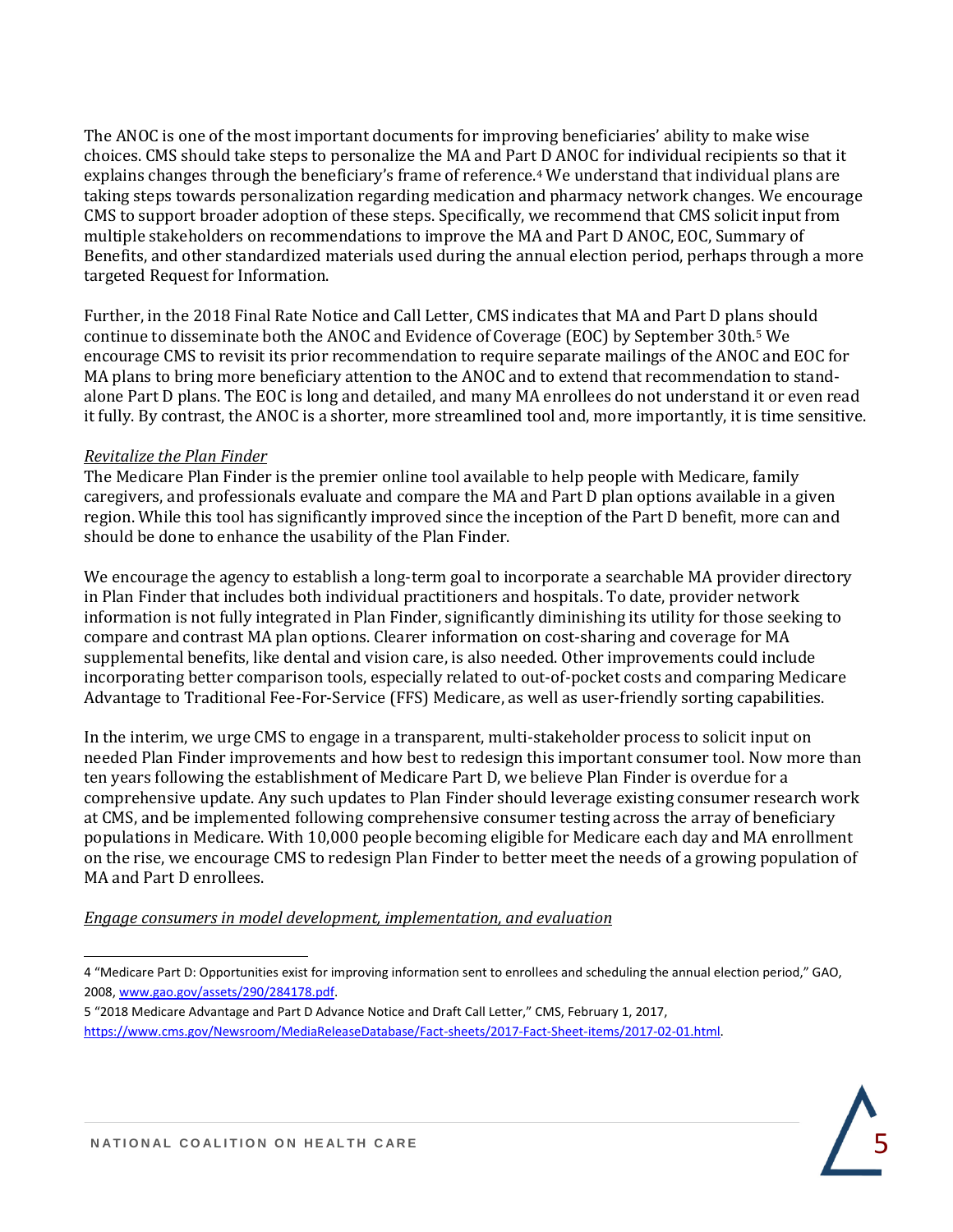The ANOC is one of the most important documents for improving beneficiaries' ability to make wise choices. CMS should take steps to personalize the MA and Part D ANOC for individual recipients so that it explains changes through the beneficiary's frame of reference.[4] We understand that individual plans are taking steps towards personalization regarding medication and pharmacy network changes. We encourage CMS to support broader adoption of these steps. Specifically, we recommend that CMS solicit input from multiple stakeholders on recommendations to improve the MA and Part D ANOC, EOC, Summary of Benefits, and other standardized materials used during the annual election period, perhaps through a more targeted Request for Information.

Further, in the 2018 Final Rate Notice and Call Letter, CMS indicates that MA and Part D plans should continue to disseminate both the ANOC and Evidence of Coverage (EOC) by September 30th.[5] We encourage CMS to revisit its prior recommendation to require separate mailings of the ANOC and EOC for MA plans to bring more beneficiary attention to the ANOC and to extend that recommendation to stand-alone Part D plans. The EOC is long and detailed, and many MA enrollees do not understand it or even read it fully. By contrast, the ANOC is a shorter, more streamlined tool and, more importantly, it is time sensitive.

*Revitalize the Plan Finder*

The Medicare Plan Finder is the premier online tool available to help people with Medicare, family caregivers, and professionals evaluate and compare the MA and Part D plan options available in a given region. While this tool has significantly improved since the inception of the Part D benefit, more can and should be done to enhance the usability of the Plan Finder.

We encourage the agency to establish a long-term goal to incorporate a searchable MA provider directory in Plan Finder that includes both individual practitioners and hospitals. To date, provider network information is not fully integrated in Plan Finder, significantly diminishing its utility for those seeking to compare and contrast MA plan options. Clearer information on cost-sharing and coverage for MA supplemental benefits, like dental and vision care, is also needed. Other improvements could include incorporating better comparison tools, especially related to out-of-pocket costs and comparing Medicare Advantage to Traditional Fee-For-Service (FFS) Medicare, as well as user-friendly sorting capabilities.

In the interim, we urge CMS to engage in a transparent, multi-stakeholder process to solicit input on needed Plan Finder improvements and how best to redesign this important consumer tool. Now more than ten years following the establishment of Medicare Part D, we believe Plan Finder is overdue for a comprehensive update. Any such updates to Plan Finder should leverage existing consumer research work at CMS, and be implemented following comprehensive consumer testing across the array of beneficiary populations in Medicare. With 10,000 people becoming eligible for Medicare each day and MA enrollment on the rise, we encourage CMS to redesign Plan Finder to better meet the needs of a growing population of MA and Part D enrollees.

*Engage consumers in model development, implementation, and evaluation*

---

4 "Medicare Part D: Opportunities exist for improving information sent to enrollees and scheduling the annual election period," GAO, 2008, www.gao.gov/assets/290/284178.pdf.

5 "2018 Medicare Advantage and Part D Advance Notice and Draft Call Letter," CMS, February 1, 2017, https://www.cms.gov/Newsroom/MediaReleaseDatabase/Fact-sheets/2017-Fact-Sheet-items/2017-02-01.html.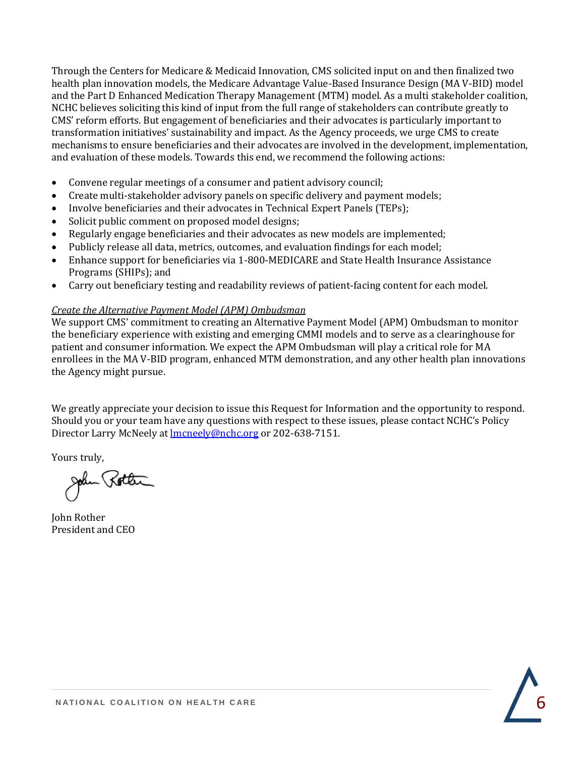Through the Centers for Medicare & Medicaid Innovation, CMS solicited input on and then finalized two health plan innovation models, the Medicare Advantage Value-Based Insurance Design (MA V-BID) model and the Part D Enhanced Medication Therapy Management (MTM) model. As a multi stakeholder coalition, NCHC believes soliciting this kind of input from the full range of stakeholders can contribute greatly to CMS' reform efforts. But engagement of beneficiaries and their advocates is particularly important to transformation initiatives' sustainability and impact. As the Agency proceeds, we urge CMS to create mechanisms to ensure beneficiaries and their advocates are involved in the development, implementation, and evaluation of these models. Towards this end, we recommend the following actions:

- Convene regular meetings of a consumer and patient advisory council;
- Create multi-stakeholder advisory panels on specific delivery and payment models;
- Involve beneficiaries and their advocates in Technical Expert Panels (TEPs);
- Solicit public comment on proposed model designs;
- Regularly engage beneficiaries and their advocates as new models are implemented;
- Publicly release all data, metrics, outcomes, and evaluation findings for each model;
- Enhance support for beneficiaries via 1-800-MEDICARE and State Health Insurance Assistance Programs (SHIPs); and
- Carry out beneficiary testing and readability reviews of patient-facing content for each model.

*Create the Alternative Payment Model (APM) Ombudsman*

We support CMS' commitment to creating an Alternative Payment Model (APM) Ombudsman to monitor the beneficiary experience with existing and emerging CMMI models and to serve as a clearinghouse for patient and consumer information. We expect the APM Ombudsman will play a critical role for MA enrollees in the MA V-BID program, enhanced MTM demonstration, and any other health plan innovations the Agency might pursue.

We greatly appreciate your decision to issue this Request for Information and the opportunity to respond. Should you or your team have any questions with respect to these issues, please contact NCHC's Policy Director Larry McNeely at lmcneely@nchc.org or 202-638-7151.

Yours truly,

John Rother
President and CEO